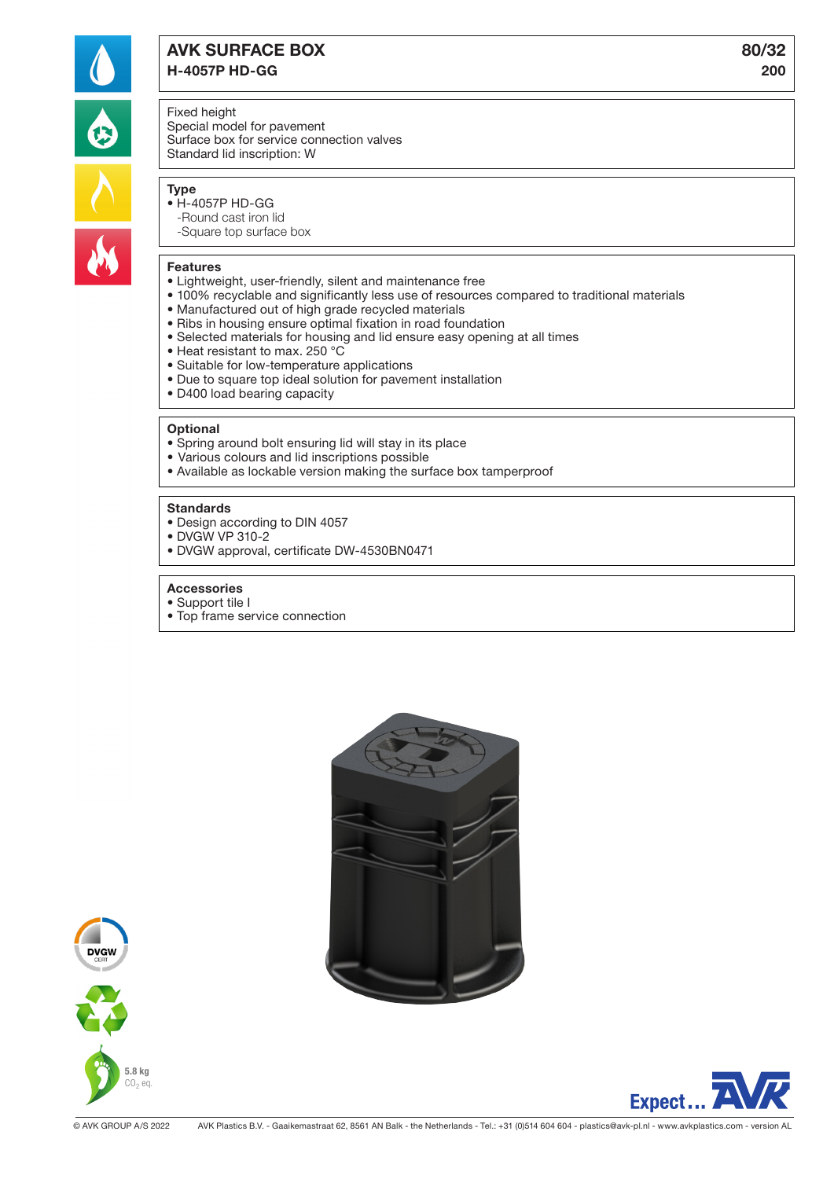# AVK SURFACE BOX

**H-4057P HD-GG**

**80/32**
**200**

Fixed height
Special model for pavement
Surface box for service connection valves
Standard lid inscription: W

## Type

- H-4057P HD-GG
  - -Round cast iron lid
  - -Square top surface box

## Features

- Lightweight, user-friendly, silent and maintenance free
- 100% recyclable and significantly less use of resources compared to traditional materials
- Manufactured out of high grade recycled materials
- Ribs in housing ensure optimal fixation in road foundation
- Selected materials for housing and lid ensure easy opening at all times
- Heat resistant to max. 250 °C
- Suitable for low-temperature applications
- Due to square top ideal solution for pavement installation
- D400 load bearing capacity

## Optional

- Spring around bolt ensuring lid will stay in its place
- Various colours and lid inscriptions possible
- Available as lockable version making the surface box tamperproof

## Standards

- Design according to DIN 4057
- DVGW VP 310-2
- DVGW approval, certificate DW-4530BN0471

## Accessories

- Support tile I
- Top frame service connection

DVGW CERT

5.8 kg $CO_2$ eq.

Expect... AVK

© AVK GROUP A/S 2022 AVK Plastics B.V. - Gaaikemastraat 62, 8561 AN Balk - the Netherlands - Tel.: +31 (0)514 604 604 - plastics@avk-pl.nl - www.avkplastics.com - version AL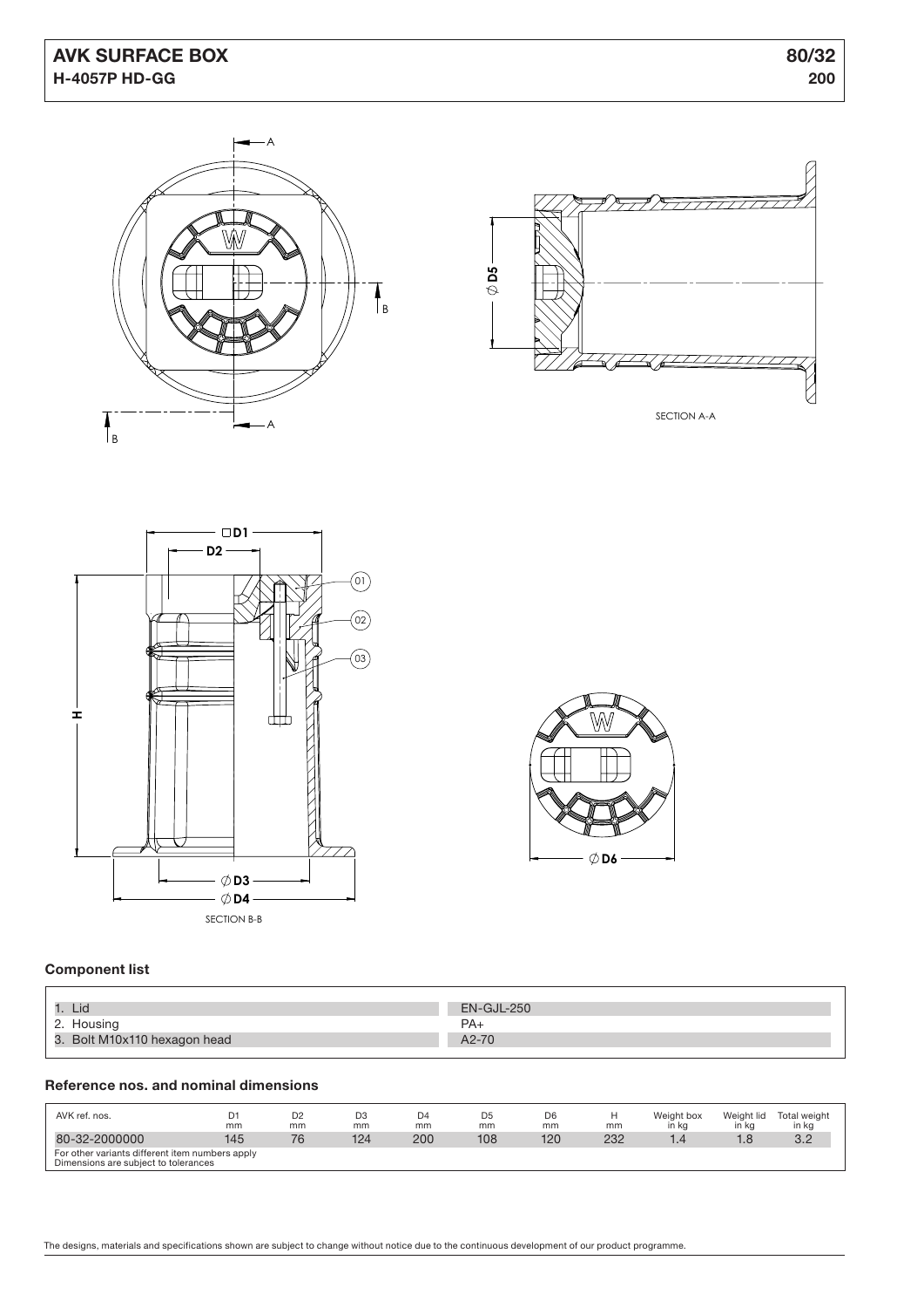# AVK SURFACE BOX

## H-4057P HD-GG

80/32

200

SECTION A-A

SECTION B-B

### Component list

| | |
|---|---|
| 1. Lid | EN-GJL-250 |
| 2. Housing | PA+ |
| 3. Bolt M10x110 hexagon head | A2-70 |

### Reference nos. and nominal dimensions

| AVK ref. nos. | D1 mm | D2 mm | D3 mm | D4 mm | D5 mm | D6 mm | H mm | Weight box in kg | Weight lid in kg | Total weight in kg |
|---|---|---|---|---|---|---|---|---|---|---|
| 80-32-2000000 | 145 | 76 | 124 | 200 | 108 | 120 | 232 | 1.4 | 1.8 | 3.2 |

For other variants different item numbers apply
Dimensions are subject to tolerances

The designs, materials and specifications shown are subject to change without notice due to the continuous development of our product programme.